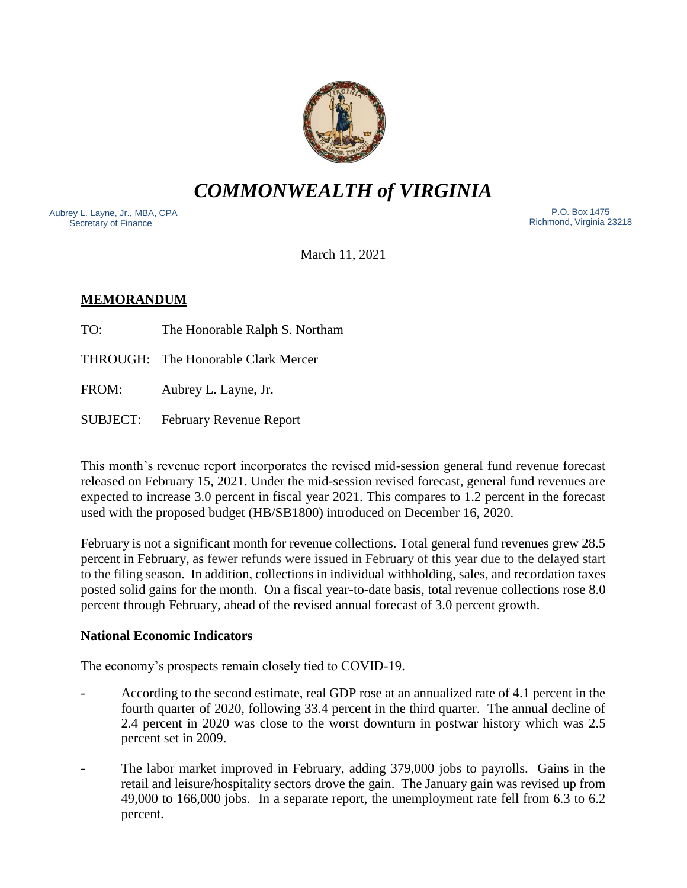# *COMMONWEALTH of VIRGINIA*

Aubrey L. Layne, Jr., MBA, CPA
Secretary of Finance

P.O. Box 1475
Richmond, Virginia 23218

March 11, 2021

**MEMORANDUM**

TO: The Honorable Ralph S. Northam

THROUGH: The Honorable Clark Mercer

FROM: Aubrey L. Layne, Jr.

SUBJECT: February Revenue Report

This month's revenue report incorporates the revised mid-session general fund revenue forecast released on February 15, 2021. Under the mid-session revised forecast, general fund revenues are expected to increase 3.0 percent in fiscal year 2021. This compares to 1.2 percent in the forecast used with the proposed budget (HB/SB1800) introduced on December 16, 2020.

February is not a significant month for revenue collections. Total general fund revenues grew 28.5 percent in February, as fewer refunds were issued in February of this year due to the delayed start to the filing season. In addition, collections in individual withholding, sales, and recordation taxes posted solid gains for the month. On a fiscal year-to-date basis, total revenue collections rose 8.0 percent through February, ahead of the revised annual forecast of 3.0 percent growth.

### National Economic Indicators

The economy's prospects remain closely tied to COVID-19.

- According to the second estimate, real GDP rose at an annualized rate of 4.1 percent in the fourth quarter of 2020, following 33.4 percent in the third quarter. The annual decline of 2.4 percent in 2020 was close to the worst downturn in postwar history which was 2.5 percent set in 2009.
- The labor market improved in February, adding 379,000 jobs to payrolls. Gains in the retail and leisure/hospitality sectors drove the gain. The January gain was revised up from 49,000 to 166,000 jobs. In a separate report, the unemployment rate fell from 6.3 to 6.2 percent.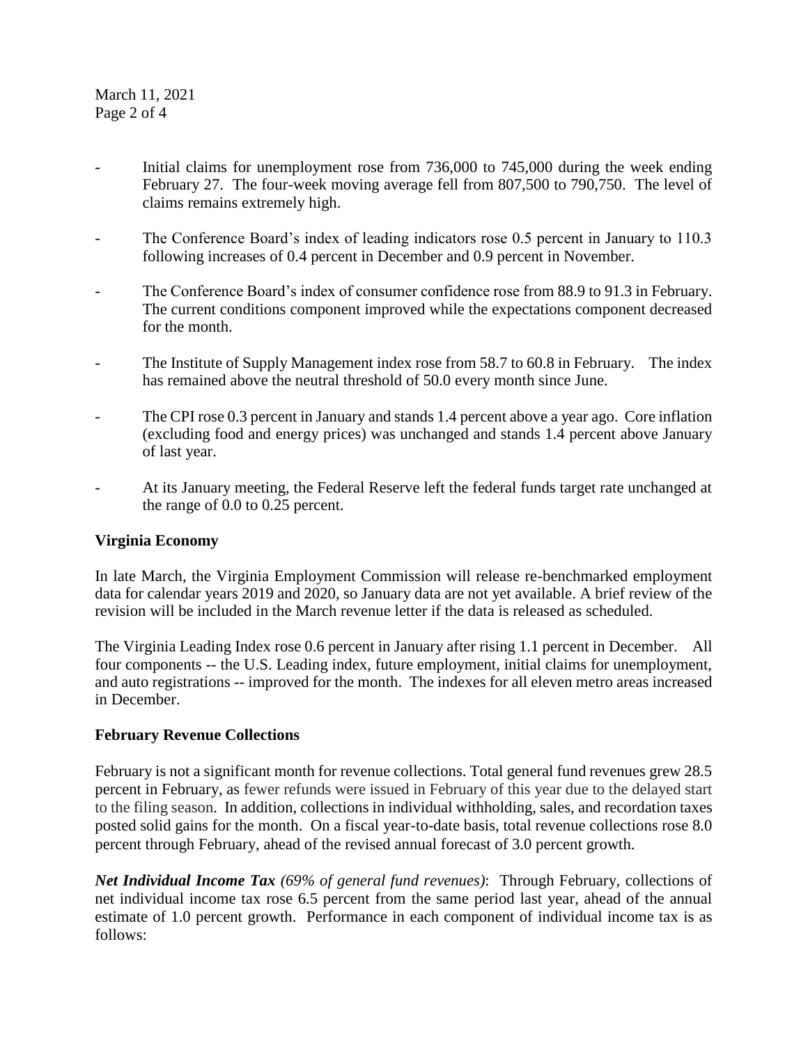- Initial claims for unemployment rose from 736,000 to 745,000 during the week ending February 27. The four-week moving average fell from 807,500 to 790,750. The level of claims remains extremely high.

- The Conference Board's index of leading indicators rose 0.5 percent in January to 110.3 following increases of 0.4 percent in December and 0.9 percent in November.

- The Conference Board's index of consumer confidence rose from 88.9 to 91.3 in February. The current conditions component improved while the expectations component decreased for the month.

- The Institute of Supply Management index rose from 58.7 to 60.8 in February. The index has remained above the neutral threshold of 50.0 every month since June.

- The CPI rose 0.3 percent in January and stands 1.4 percent above a year ago. Core inflation (excluding food and energy prices) was unchanged and stands 1.4 percent above January of last year.

- At its January meeting, the Federal Reserve left the federal funds target rate unchanged at the range of 0.0 to 0.25 percent.

**Virginia Economy**

In late March, the Virginia Employment Commission will release re-benchmarked employment data for calendar years 2019 and 2020, so January data are not yet available. A brief review of the revision will be included in the March revenue letter if the data is released as scheduled.

The Virginia Leading Index rose 0.6 percent in January after rising 1.1 percent in December. All four components -- the U.S. Leading index, future employment, initial claims for unemployment, and auto registrations -- improved for the month. The indexes for all eleven metro areas increased in December.

**February Revenue Collections**

February is not a significant month for revenue collections. Total general fund revenues grew 28.5 percent in February, as fewer refunds were issued in February of this year due to the delayed start to the filing season. In addition, collections in individual withholding, sales, and recordation taxes posted solid gains for the month. On a fiscal year-to-date basis, total revenue collections rose 8.0 percent through February, ahead of the revised annual forecast of 3.0 percent growth.

***Net Individual Income Tax*** *(69% of general fund revenues)*: Through February, collections of net individual income tax rose 6.5 percent from the same period last year, ahead of the annual estimate of 1.0 percent growth. Performance in each component of individual income tax is as follows: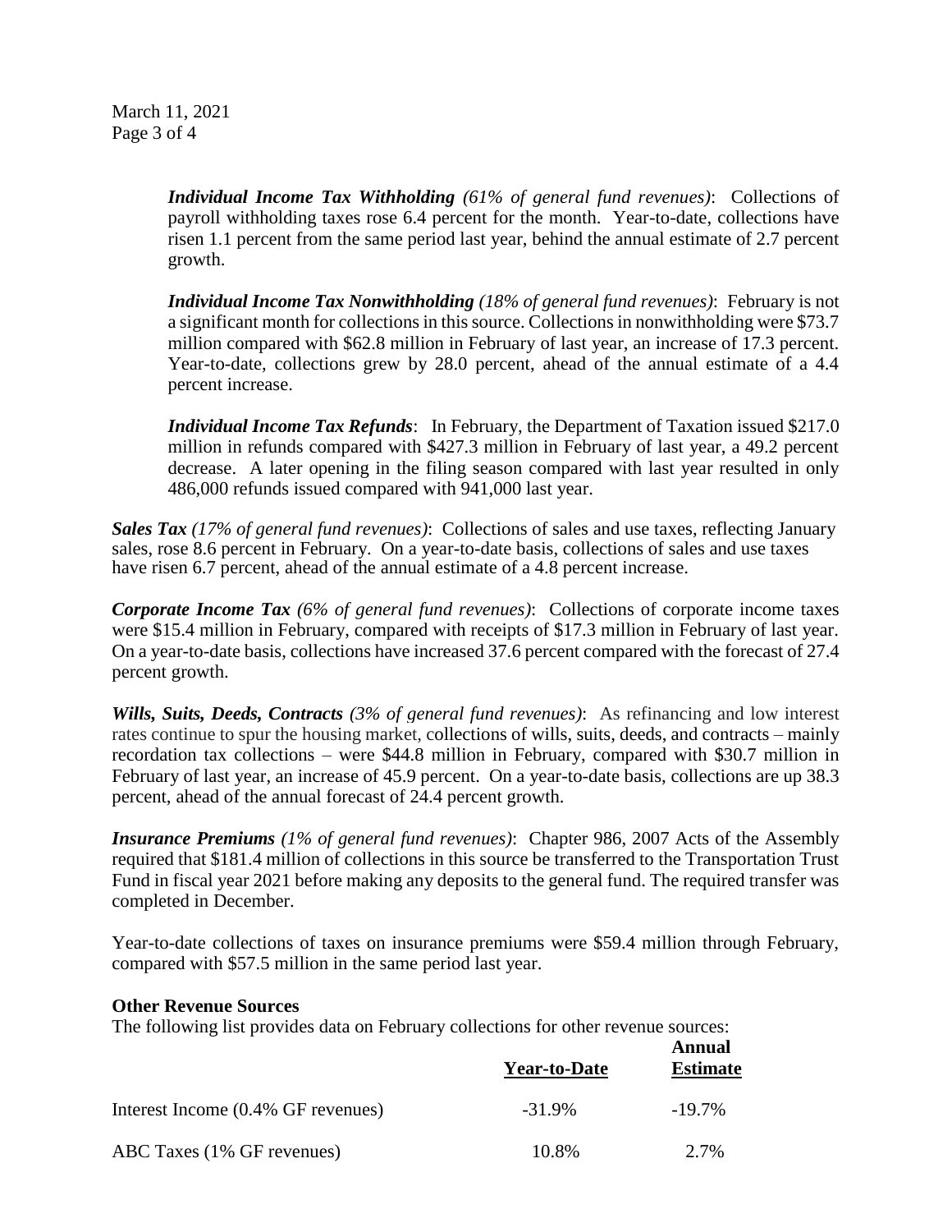***Individual Income Tax Withholding*** *(61% of general fund revenues)*: Collections of payroll withholding taxes rose 6.4 percent for the month. Year-to-date, collections have risen 1.1 percent from the same period last year, behind the annual estimate of 2.7 percent growth.

***Individual Income Tax Nonwithholding*** *(18% of general fund revenues)*: February is not a significant month for collections in this source. Collections in nonwithholding were $73.7 million compared with $62.8 million in February of last year, an increase of 17.3 percent. Year-to-date, collections grew by 28.0 percent, ahead of the annual estimate of a 4.4 percent increase.

***Individual Income Tax Refunds***: In February, the Department of Taxation issued $217.0 million in refunds compared with $427.3 million in February of last year, a 49.2 percent decrease. A later opening in the filing season compared with last year resulted in only 486,000 refunds issued compared with 941,000 last year.

***Sales Tax*** *(17% of general fund revenues)*: Collections of sales and use taxes, reflecting January sales, rose 8.6 percent in February. On a year-to-date basis, collections of sales and use taxes have risen 6.7 percent, ahead of the annual estimate of a 4.8 percent increase.

***Corporate Income Tax*** *(6% of general fund revenues)*: Collections of corporate income taxes were $15.4 million in February, compared with receipts of $17.3 million in February of last year. On a year-to-date basis, collections have increased 37.6 percent compared with the forecast of 27.4 percent growth.

***Wills, Suits, Deeds, Contracts*** *(3% of general fund revenues)*: As refinancing and low interest rates continue to spur the housing market, collections of wills, suits, deeds, and contracts – mainly recordation tax collections – were $44.8 million in February, compared with $30.7 million in February of last year, an increase of 45.9 percent. On a year-to-date basis, collections are up 38.3 percent, ahead of the annual forecast of 24.4 percent growth.

***Insurance Premiums*** *(1% of general fund revenues)*: Chapter 986, 2007 Acts of the Assembly required that $181.4 million of collections in this source be transferred to the Transportation Trust Fund in fiscal year 2021 before making any deposits to the general fund. The required transfer was completed in December.

Year-to-date collections of taxes on insurance premiums were $59.4 million through February, compared with $57.5 million in the same period last year.

**Other Revenue Sources**

The following list provides data on February collections for other revenue sources:

| | Year-to-Date | Annual Estimate |
|---|---|---|
| Interest Income (0.4% GF revenues) | -31.9% | -19.7% |
| ABC Taxes (1% GF revenues) | 10.8% | 2.7% |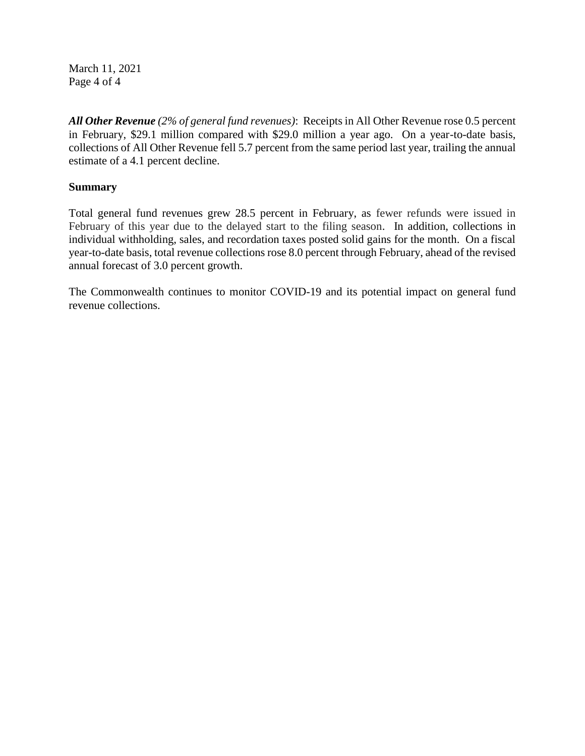***All Other Revenue*** *(2% of general fund revenues)*: Receipts in All Other Revenue rose 0.5 percent in February, $29.1 million compared with $29.0 million a year ago. On a year-to-date basis, collections of All Other Revenue fell 5.7 percent from the same period last year, trailing the annual estimate of a 4.1 percent decline.

**Summary**

Total general fund revenues grew 28.5 percent in February, as fewer refunds were issued in February of this year due to the delayed start to the filing season. In addition, collections in individual withholding, sales, and recordation taxes posted solid gains for the month. On a fiscal year-to-date basis, total revenue collections rose 8.0 percent through February, ahead of the revised annual forecast of 3.0 percent growth.

The Commonwealth continues to monitor COVID-19 and its potential impact on general fund revenue collections.